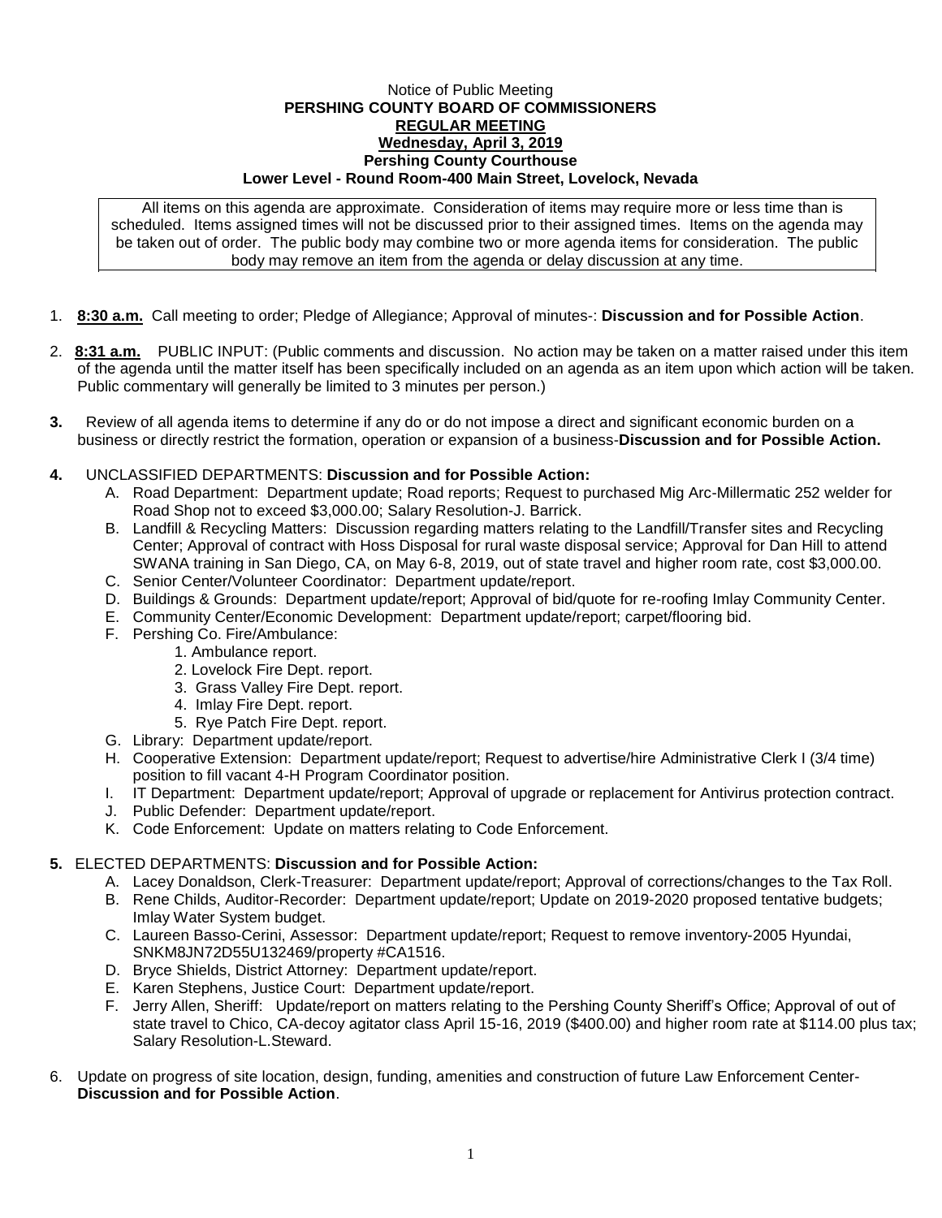Notice of Public Meeting

**PERSHING COUNTY BOARD OF COMMISSIONERS**

**REGULAR MEETING**

**Wednesday, April 3, 2019**

**Pershing County Courthouse**

**Lower Level - Round Room-400 Main Street, Lovelock, Nevada**

All items on this agenda are approximate. Consideration of items may require more or less time than is scheduled. Items assigned times will not be discussed prior to their assigned times. Items on the agenda may be taken out of order. The public body may combine two or more agenda items for consideration. The public body may remove an item from the agenda or delay discussion at any time.

1. **8:30 a.m.** Call meeting to order; Pledge of Allegiance; Approval of minutes-: **Discussion and for Possible Action**.

2. **8:31 a.m.** PUBLIC INPUT: (Public comments and discussion. No action may be taken on a matter raised under this item of the agenda until the matter itself has been specifically included on an agenda as an item upon which action will be taken. Public commentary will generally be limited to 3 minutes per person.)

3. Review of all agenda items to determine if any do or do not impose a direct and significant economic burden on a business or directly restrict the formation, operation or expansion of a business-**Discussion and for Possible Action.**

4. UNCLASSIFIED DEPARTMENTS: **Discussion and for Possible Action:**
   - A. Road Department: Department update; Road reports; Request to purchased Mig Arc-Millermatic 252 welder for Road Shop not to exceed $3,000.00; Salary Resolution-J. Barrick.
   - B. Landfill & Recycling Matters: Discussion regarding matters relating to the Landfill/Transfer sites and Recycling Center; Approval of contract with Hoss Disposal for rural waste disposal service; Approval for Dan Hill to attend SWANA training in San Diego, CA, on May 6-8, 2019, out of state travel and higher room rate, cost $3,000.00.
   - C. Senior Center/Volunteer Coordinator: Department update/report.
   - D. Buildings & Grounds: Department update/report; Approval of bid/quote for re-roofing Imlay Community Center.
   - E. Community Center/Economic Development: Department update/report; carpet/flooring bid.
   - F. Pershing Co. Fire/Ambulance:
     1. Ambulance report.
     2. Lovelock Fire Dept. report.
     3. Grass Valley Fire Dept. report.
     4. Imlay Fire Dept. report.
     5. Rye Patch Fire Dept. report.
   - G. Library: Department update/report.
   - H. Cooperative Extension: Department update/report; Request to advertise/hire Administrative Clerk I (3/4 time) position to fill vacant 4-H Program Coordinator position.
   - I. IT Department: Department update/report; Approval of upgrade or replacement for Antivirus protection contract.
   - J. Public Defender: Department update/report.
   - K. Code Enforcement: Update on matters relating to Code Enforcement.

5. ELECTED DEPARTMENTS: **Discussion and for Possible Action:**
   - A. Lacey Donaldson, Clerk-Treasurer: Department update/report; Approval of corrections/changes to the Tax Roll.
   - B. Rene Childs, Auditor-Recorder: Department update/report; Update on 2019-2020 proposed tentative budgets; Imlay Water System budget.
   - C. Laureen Basso-Cerini, Assessor: Department update/report; Request to remove inventory-2005 Hyundai, SNKM8JN72D55U132469/property #CA1516.
   - D. Bryce Shields, District Attorney: Department update/report.
   - E. Karen Stephens, Justice Court: Department update/report.
   - F. Jerry Allen, Sheriff: Update/report on matters relating to the Pershing County Sheriff's Office; Approval of out of state travel to Chico, CA-decoy agitator class April 15-16, 2019 ($400.00) and higher room rate at $114.00 plus tax; Salary Resolution-L.Steward.

6. Update on progress of site location, design, funding, amenities and construction of future Law Enforcement Center-**Discussion and for Possible Action**.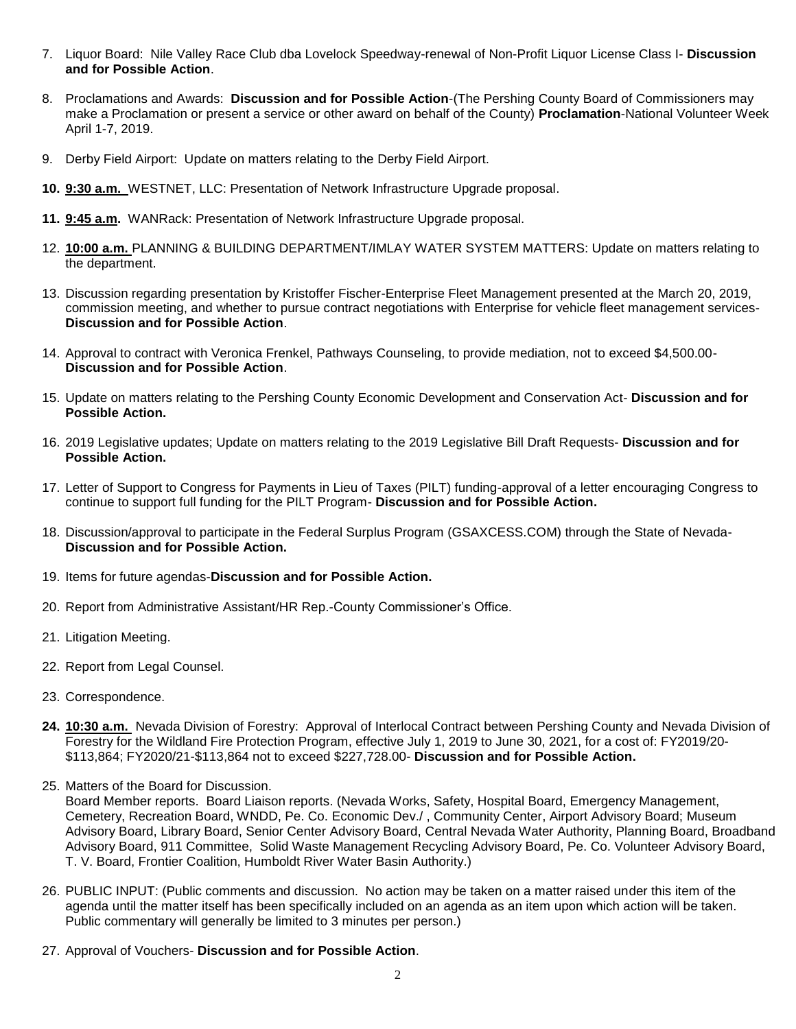7. Liquor Board: Nile Valley Race Club dba Lovelock Speedway-renewal of Non-Profit Liquor License Class I- **Discussion and for Possible Action**.

8. Proclamations and Awards: **Discussion and for Possible Action**-(The Pershing County Board of Commissioners may make a Proclamation or present a service or other award on behalf of the County) **Proclamation**-National Volunteer Week April 1-7, 2019.

9. Derby Field Airport: Update on matters relating to the Derby Field Airport.

10. **9:30 a.m.** WESTNET, LLC: Presentation of Network Infrastructure Upgrade proposal.

11. **9:45 a.m.** WANRack: Presentation of Network Infrastructure Upgrade proposal.

12. **10:00 a.m.** PLANNING & BUILDING DEPARTMENT/IMLAY WATER SYSTEM MATTERS: Update on matters relating to the department.

13. Discussion regarding presentation by Kristoffer Fischer-Enterprise Fleet Management presented at the March 20, 2019, commission meeting, and whether to pursue contract negotiations with Enterprise for vehicle fleet management services- **Discussion and for Possible Action**.

14. Approval to contract with Veronica Frenkel, Pathways Counseling, to provide mediation, not to exceed $4,500.00- **Discussion and for Possible Action**.

15. Update on matters relating to the Pershing County Economic Development and Conservation Act- **Discussion and for Possible Action.**

16. 2019 Legislative updates; Update on matters relating to the 2019 Legislative Bill Draft Requests- **Discussion and for Possible Action.**

17. Letter of Support to Congress for Payments in Lieu of Taxes (PILT) funding-approval of a letter encouraging Congress to continue to support full funding for the PILT Program- **Discussion and for Possible Action.**

18. Discussion/approval to participate in the Federal Surplus Program (GSAXCESS.COM) through the State of Nevada- **Discussion and for Possible Action.**

19. Items for future agendas-**Discussion and for Possible Action.**

20. Report from Administrative Assistant/HR Rep.-County Commissioner's Office.

21. Litigation Meeting.

22. Report from Legal Counsel.

23. Correspondence.

24. **10:30 a.m.** Nevada Division of Forestry: Approval of Interlocal Contract between Pershing County and Nevada Division of Forestry for the Wildland Fire Protection Program, effective July 1, 2019 to June 30, 2021, for a cost of: FY2019/20-$113,864; FY2020/21-$113,864 not to exceed $227,728.00- **Discussion and for Possible Action.**

25. Matters of the Board for Discussion.
    Board Member reports. Board Liaison reports. (Nevada Works, Safety, Hospital Board, Emergency Management, Cemetery, Recreation Board, WNDD, Pe. Co. Economic Dev./ , Community Center, Airport Advisory Board; Museum Advisory Board, Library Board, Senior Center Advisory Board, Central Nevada Water Authority, Planning Board, Broadband Advisory Board, 911 Committee, Solid Waste Management Recycling Advisory Board, Pe. Co. Volunteer Advisory Board, T. V. Board, Frontier Coalition, Humboldt River Water Basin Authority.)

26. PUBLIC INPUT: (Public comments and discussion. No action may be taken on a matter raised under this item of the agenda until the matter itself has been specifically included on an agenda as an item upon which action will be taken. Public commentary will generally be limited to 3 minutes per person.)

27. Approval of Vouchers- **Discussion and for Possible Action**.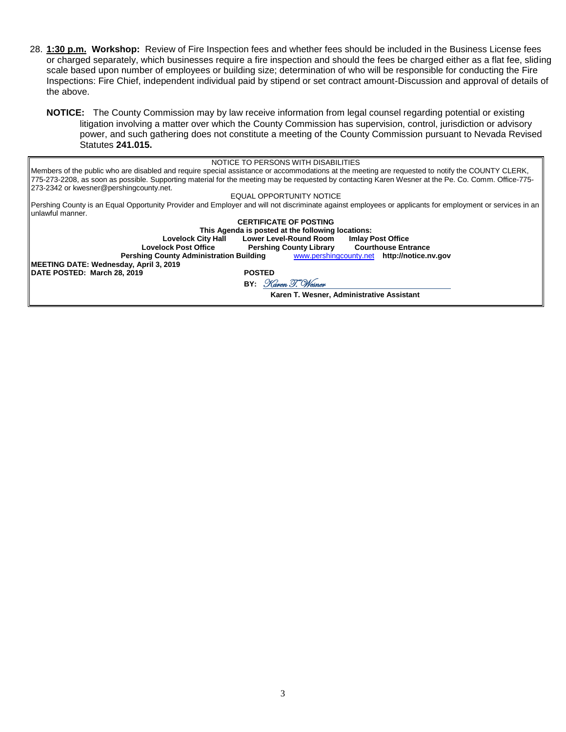28. **1:30 p.m. Workshop:** Review of Fire Inspection fees and whether fees should be included in the Business License fees or charged separately, which businesses require a fire inspection and should the fees be charged either as a flat fee, sliding scale based upon number of employees or building size; determination of who will be responsible for conducting the Fire Inspections: Fire Chief, independent individual paid by stipend or set contract amount-Discussion and approval of details of the above.

**NOTICE:** The County Commission may by law receive information from legal counsel regarding potential or existing litigation involving a matter over which the County Commission has supervision, control, jurisdiction or advisory power, and such gathering does not constitute a meeting of the County Commission pursuant to Nevada Revised Statutes **241.015.**

NOTICE TO PERSONS WITH DISABILITIES

Members of the public who are disabled and require special assistance or accommodations at the meeting are requested to notify the COUNTY CLERK, 775-273-2208, as soon as possible. Supporting material for the meeting may be requested by contacting Karen Wesner at the Pe. Co. Comm. Office-775-273-2342 or kwesner@pershingcounty.net.

EQUAL OPPORTUNITY NOTICE

Pershing County is an Equal Opportunity Provider and Employer and will not discriminate against employees or applicants for employment or services in an unlawful manner.

**CERTIFICATE OF POSTING**

**This Agenda is posted at the following locations:**

**Lovelock City Hall** **Lower Level-Round Room** **Imlay Post Office**
**Lovelock Post Office** **Pershing County Library** **Courthouse Entrance**
**Pershing County Administration Building** www.pershingcounty.net **http://notice.nv.gov**

**MEETING DATE: Wednesday, April 3, 2019**
**DATE POSTED: March 28, 2019**

**POSTED**

**BY:** *Karen T. Wesner*

**Karen T. Wesner, Administrative Assistant**